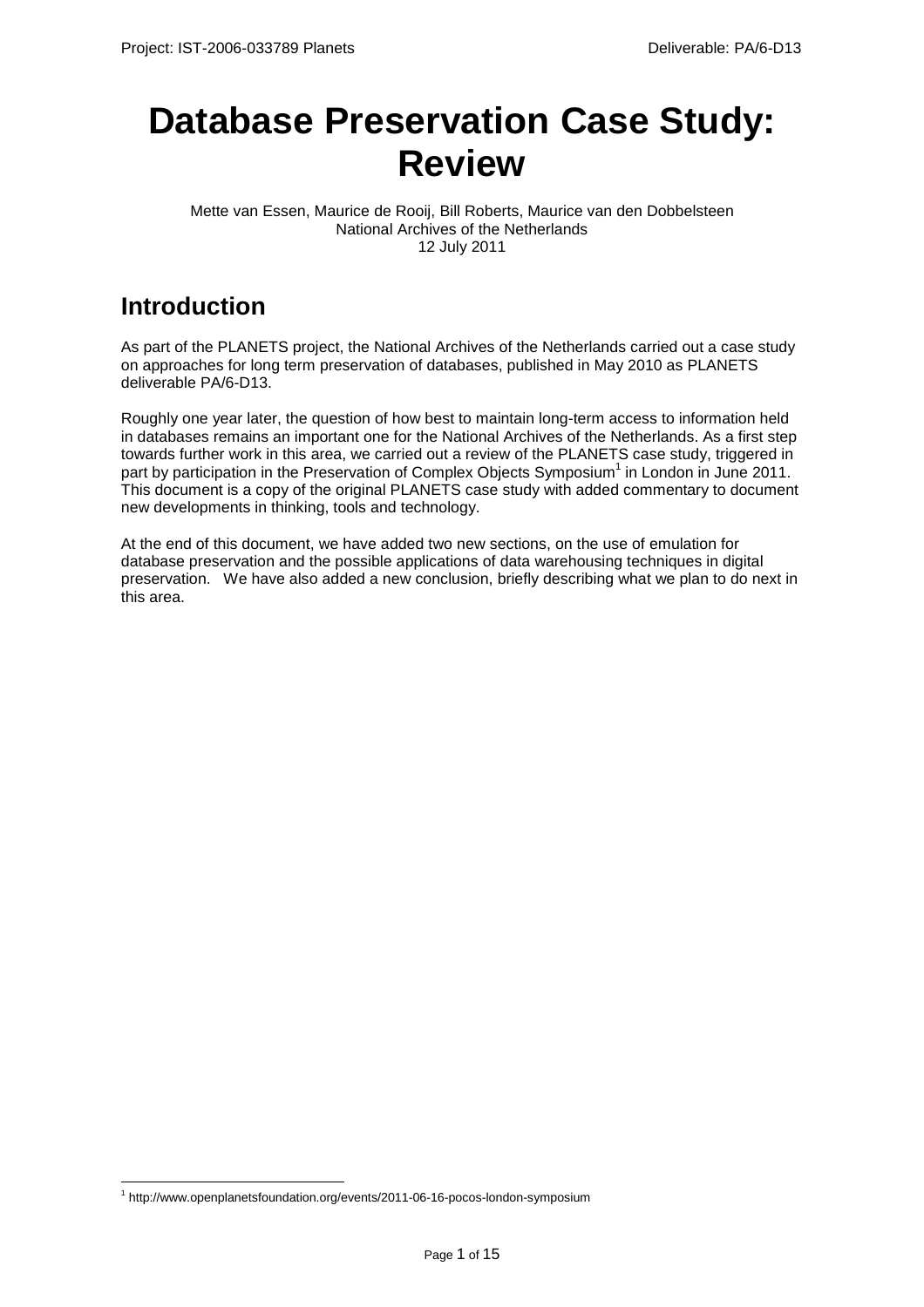# Database Preservation Case Study: Review

Mette van Essen, Maurice de Rooij, Bill Roberts, Maurice van den Dobbelsteen
National Archives of the Netherlands
12 July 2011

## Introduction

As part of the PLANETS project, the National Archives of the Netherlands carried out a case study on approaches for long term preservation of databases, published in May 2010 as PLANETS deliverable PA/6-D13.

Roughly one year later, the question of how best to maintain long-term access to information held in databases remains an important one for the National Archives of the Netherlands. As a first step towards further work in this area, we carried out a review of the PLANETS case study, triggered in part by participation in the Preservation of Complex Objects Symposium[1] in London in June 2011. This document is a copy of the original PLANETS case study with added commentary to document new developments in thinking, tools and technology.

At the end of this document, we have added two new sections, on the use of emulation for database preservation and the possible applications of data warehousing techniques in digital preservation. We have also added a new conclusion, briefly describing what we plan to do next in this area.

[1] http://www.openplanetsfoundation.org/events/2011-06-16-pocos-london-symposium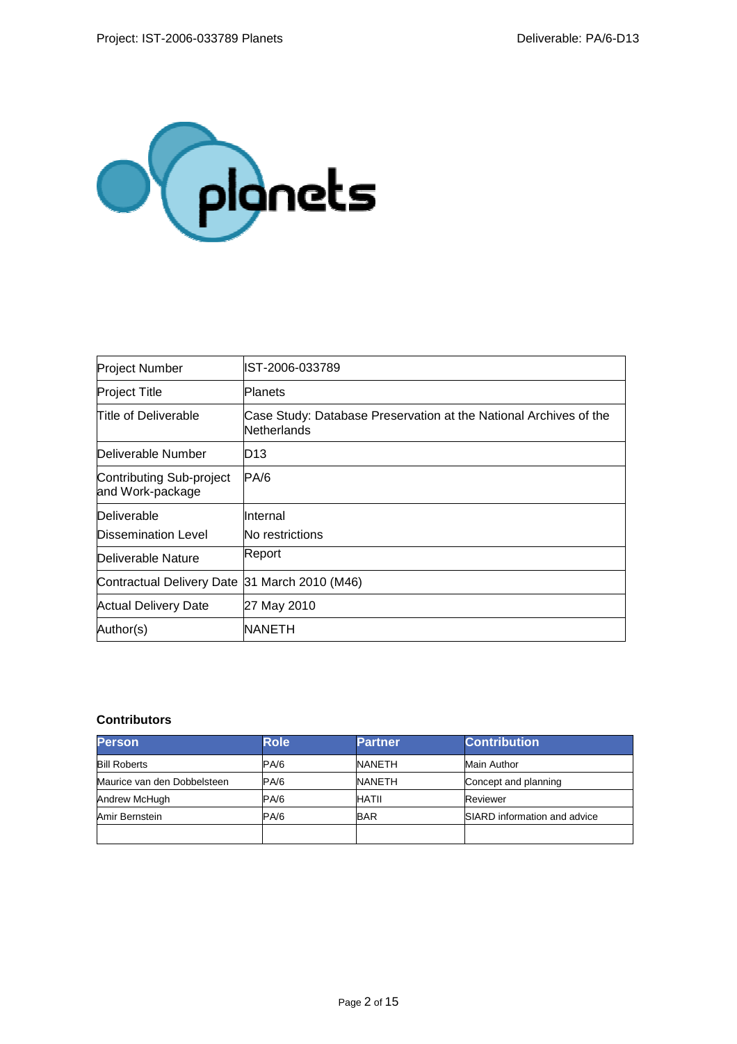| Project Number | IST-2006-033789 |
| --- | --- |
| Project Title | Planets |
| Title of Deliverable | Case Study: Database Preservation at the National Archives of the Netherlands |
| Deliverable Number | D13 |
| Contributing Sub-project and Work-package | PA/6 |
| Deliverable Dissemination Level | Internal No restrictions |
| Deliverable Nature | Report |
| Contractual Delivery Date | 31 March 2010 (M46) |
| Actual Delivery Date | 27 May 2010 |
| Author(s) | NANETH |

**Contributors**

| Person | Role | Partner | Contribution |
| --- | --- | --- | --- |
| Bill Roberts | PA/6 | NANETH | Main Author |
| Maurice van den Dobbelsteen | PA/6 | NANETH | Concept and planning |
| Andrew McHugh | PA/6 | HATII | Reviewer |
| Amir Bernstein | PA/6 | BAR | SIARD information and advice |
| | | | |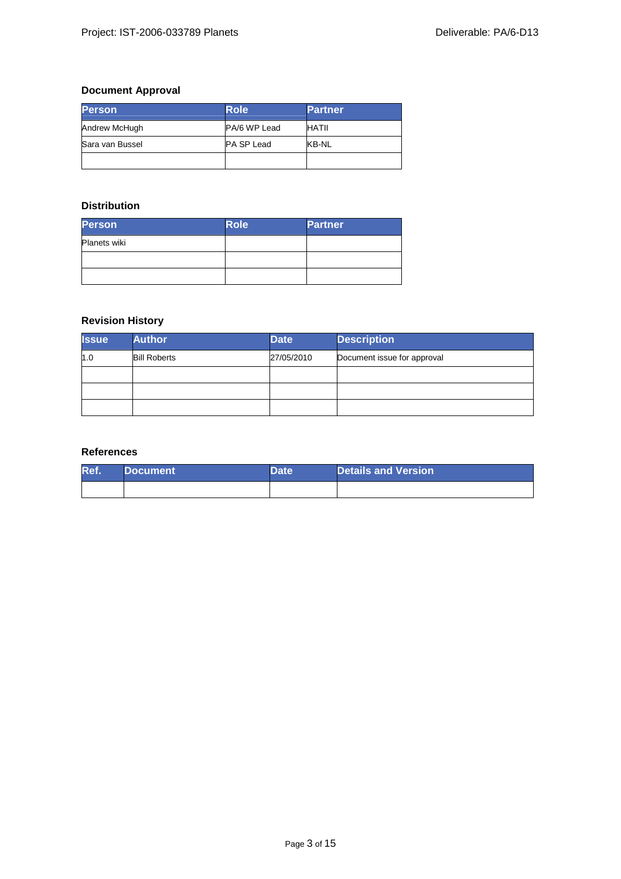### Document Approval

| Person | Role | Partner |
|---|---|---|
| Andrew McHugh | PA/6 WP Lead | HATII |
| Sara van Bussel | PA SP Lead | KB-NL |
| | | |

### Distribution

| Person | Role | Partner |
|---|---|---|
| Planets wiki | | |
| | | |
| | | |

### Revision History

| Issue | Author | Date | Description |
|---|---|---|---|
| 1.0 | Bill Roberts | 27/05/2010 | Document issue for approval |
| | | | |
| | | | |
| | | | |

### References

| Ref. | Document | Date | Details and Version |
|---|---|---|---|
| | | | |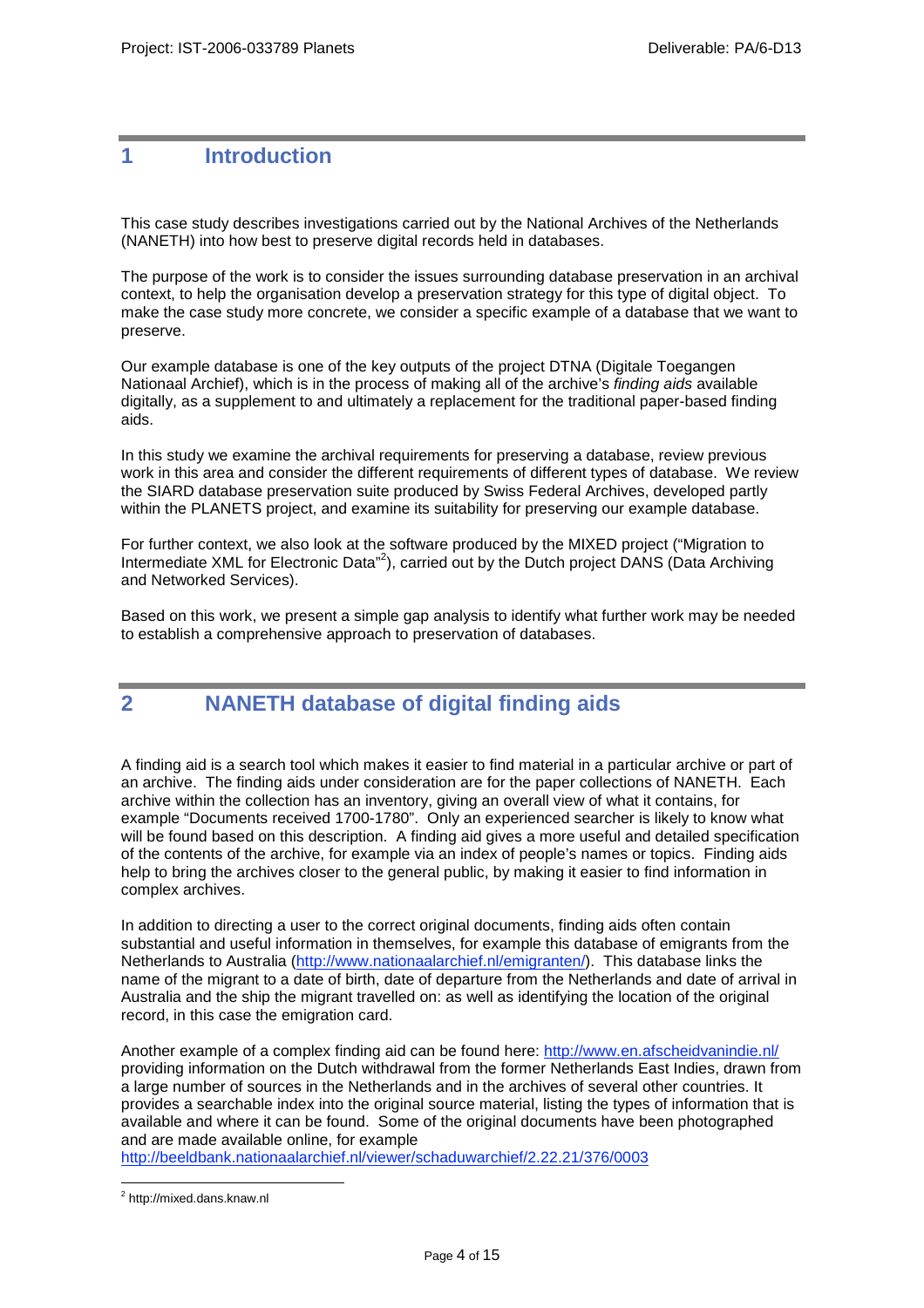# 1 Introduction

This case study describes investigations carried out by the National Archives of the Netherlands (NANETH) into how best to preserve digital records held in databases.

The purpose of the work is to consider the issues surrounding database preservation in an archival context, to help the organisation develop a preservation strategy for this type of digital object. To make the case study more concrete, we consider a specific example of a database that we want to preserve.

Our example database is one of the key outputs of the project DTNA (Digitale Toegangen Nationaal Archief), which is in the process of making all of the archive's *finding aids* available digitally, as a supplement to and ultimately a replacement for the traditional paper-based finding aids.

In this study we examine the archival requirements for preserving a database, review previous work in this area and consider the different requirements of different types of database. We review the SIARD database preservation suite produced by Swiss Federal Archives, developed partly within the PLANETS project, and examine its suitability for preserving our example database.

For further context, we also look at the software produced by the MIXED project ("Migration to Intermediate XML for Electronic Data"[2]), carried out by the Dutch project DANS (Data Archiving and Networked Services).

Based on this work, we present a simple gap analysis to identify what further work may be needed to establish a comprehensive approach to preservation of databases.

# 2 NANETH database of digital finding aids

A finding aid is a search tool which makes it easier to find material in a particular archive or part of an archive. The finding aids under consideration are for the paper collections of NANETH. Each archive within the collection has an inventory, giving an overall view of what it contains, for example "Documents received 1700-1780". Only an experienced searcher is likely to know what will be found based on this description. A finding aid gives a more useful and detailed specification of the contents of the archive, for example via an index of people's names or topics. Finding aids help to bring the archives closer to the general public, by making it easier to find information in complex archives.

In addition to directing a user to the correct original documents, finding aids often contain substantial and useful information in themselves, for example this database of emigrants from the Netherlands to Australia (http://www.nationaalarchief.nl/emigranten/). This database links the name of the migrant to a date of birth, date of departure from the Netherlands and date of arrival in Australia and the ship the migrant travelled on: as well as identifying the location of the original record, in this case the emigration card.

Another example of a complex finding aid can be found here: http://www.en.afscheidvanindie.nl/ providing information on the Dutch withdrawal from the former Netherlands East Indies, drawn from a large number of sources in the Netherlands and in the archives of several other countries. It provides a searchable index into the original source material, listing the types of information that is available and where it can be found. Some of the original documents have been photographed and are made available online, for example http://beeldbank.nationaalarchief.nl/viewer/schaduwarchief/2.22.21/376/0003

[2] http://mixed.dans.knaw.nl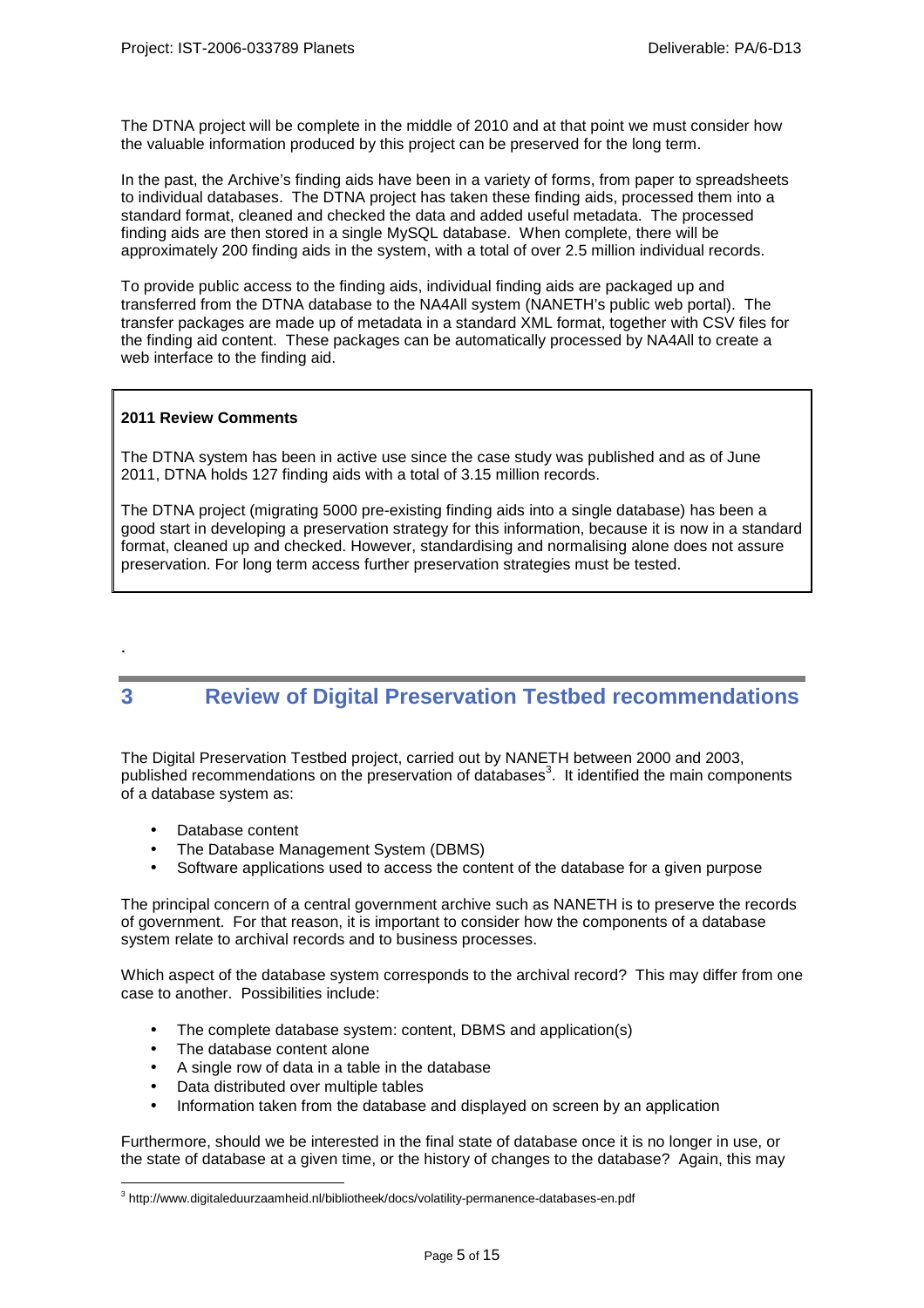The DTNA project will be complete in the middle of 2010 and at that point we must consider how the valuable information produced by this project can be preserved for the long term.

In the past, the Archive's finding aids have been in a variety of forms, from paper to spreadsheets to individual databases. The DTNA project has taken these finding aids, processed them into a standard format, cleaned and checked the data and added useful metadata. The processed finding aids are then stored in a single MySQL database. When complete, there will be approximately 200 finding aids in the system, with a total of over 2.5 million individual records.

To provide public access to the finding aids, individual finding aids are packaged up and transferred from the DTNA database to the NA4All system (NANETH's public web portal). The transfer packages are made up of metadata in a standard XML format, together with CSV files for the finding aid content. These packages can be automatically processed by NA4All to create a web interface to the finding aid.

> **2011 Review Comments**
>
> The DTNA system has been in active use since the case study was published and as of June 2011, DTNA holds 127 finding aids with a total of 3.15 million records.
>
> The DTNA project (migrating 5000 pre-existing finding aids into a single database) has been a good start in developing a preservation strategy for this information, because it is now in a standard format, cleaned up and checked. However, standardising and normalising alone does not assure preservation. For long term access further preservation strategies must be tested.

.

# 3 Review of Digital Preservation Testbed recommendations

The Digital Preservation Testbed project, carried out by NANETH between 2000 and 2003, published recommendations on the preservation of databases[3]. It identified the main components of a database system as:

- Database content
- The Database Management System (DBMS)
- Software applications used to access the content of the database for a given purpose

The principal concern of a central government archive such as NANETH is to preserve the records of government. For that reason, it is important to consider how the components of a database system relate to archival records and to business processes.

Which aspect of the database system corresponds to the archival record? This may differ from one case to another. Possibilities include:

- The complete database system: content, DBMS and application(s)
- The database content alone
- A single row of data in a table in the database
- Data distributed over multiple tables
- Information taken from the database and displayed on screen by an application

Furthermore, should we be interested in the final state of database once it is no longer in use, or the state of database at a given time, or the history of changes to the database? Again, this may

[3] http://www.digitaleduurzaamheid.nl/bibliotheek/docs/volatility-permanence-databases-en.pdf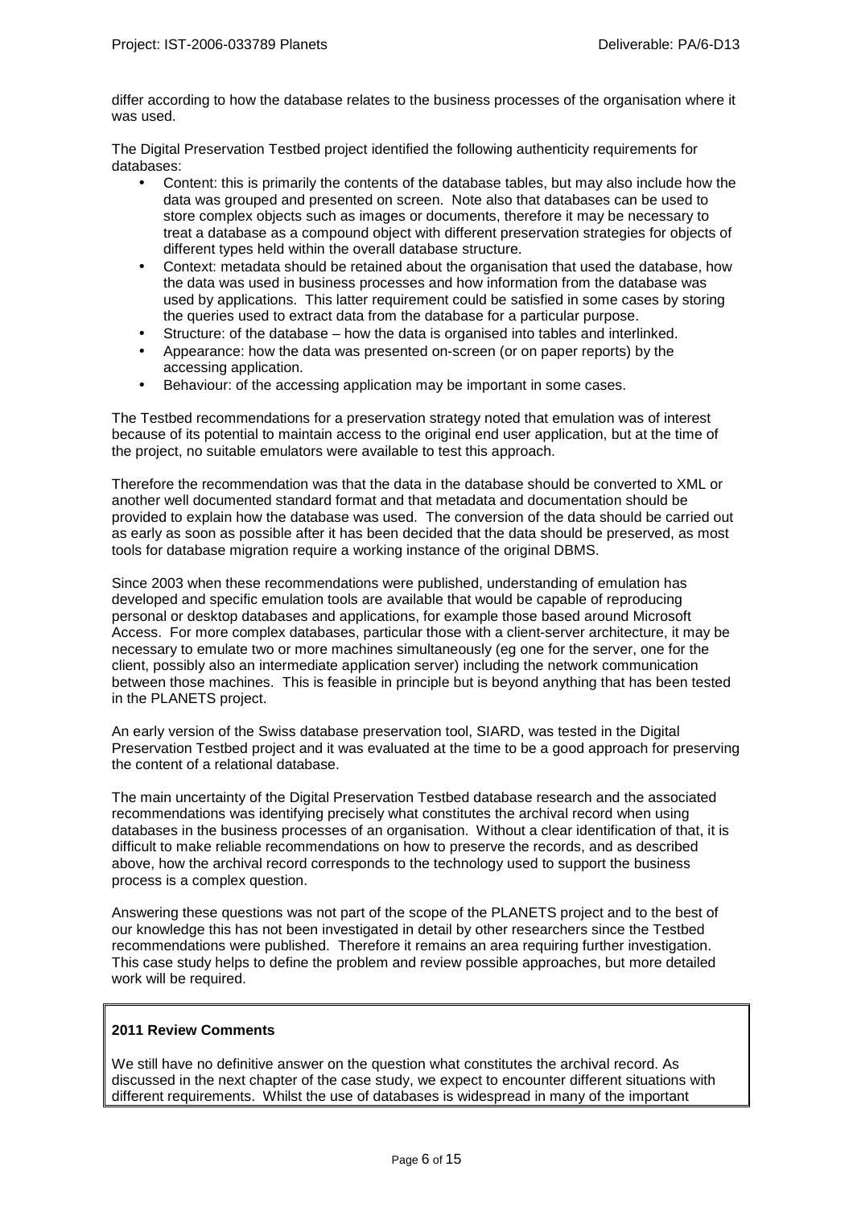differ according to how the database relates to the business processes of the organisation where it was used.

The Digital Preservation Testbed project identified the following authenticity requirements for databases:

- Content: this is primarily the contents of the database tables, but may also include how the data was grouped and presented on screen. Note also that databases can be used to store complex objects such as images or documents, therefore it may be necessary to treat a database as a compound object with different preservation strategies for objects of different types held within the overall database structure.
- Context: metadata should be retained about the organisation that used the database, how the data was used in business processes and how information from the database was used by applications. This latter requirement could be satisfied in some cases by storing the queries used to extract data from the database for a particular purpose.
- Structure: of the database – how the data is organised into tables and interlinked.
- Appearance: how the data was presented on-screen (or on paper reports) by the accessing application.
- Behaviour: of the accessing application may be important in some cases.

The Testbed recommendations for a preservation strategy noted that emulation was of interest because of its potential to maintain access to the original end user application, but at the time of the project, no suitable emulators were available to test this approach.

Therefore the recommendation was that the data in the database should be converted to XML or another well documented standard format and that metadata and documentation should be provided to explain how the database was used. The conversion of the data should be carried out as early as soon as possible after it has been decided that the data should be preserved, as most tools for database migration require a working instance of the original DBMS.

Since 2003 when these recommendations were published, understanding of emulation has developed and specific emulation tools are available that would be capable of reproducing personal or desktop databases and applications, for example those based around Microsoft Access. For more complex databases, particular those with a client-server architecture, it may be necessary to emulate two or more machines simultaneously (eg one for the server, one for the client, possibly also an intermediate application server) including the network communication between those machines. This is feasible in principle but is beyond anything that has been tested in the PLANETS project.

An early version of the Swiss database preservation tool, SIARD, was tested in the Digital Preservation Testbed project and it was evaluated at the time to be a good approach for preserving the content of a relational database.

The main uncertainty of the Digital Preservation Testbed database research and the associated recommendations was identifying precisely what constitutes the archival record when using databases in the business processes of an organisation. Without a clear identification of that, it is difficult to make reliable recommendations on how to preserve the records, and as described above, how the archival record corresponds to the technology used to support the business process is a complex question.

Answering these questions was not part of the scope of the PLANETS project and to the best of our knowledge this has not been investigated in detail by other researchers since the Testbed recommendations were published. Therefore it remains an area requiring further investigation. This case study helps to define the problem and review possible approaches, but more detailed work will be required.

**2011 Review Comments**

We still have no definitive answer on the question what constitutes the archival record. As discussed in the next chapter of the case study, we expect to encounter different situations with different requirements. Whilst the use of databases is widespread in many of the important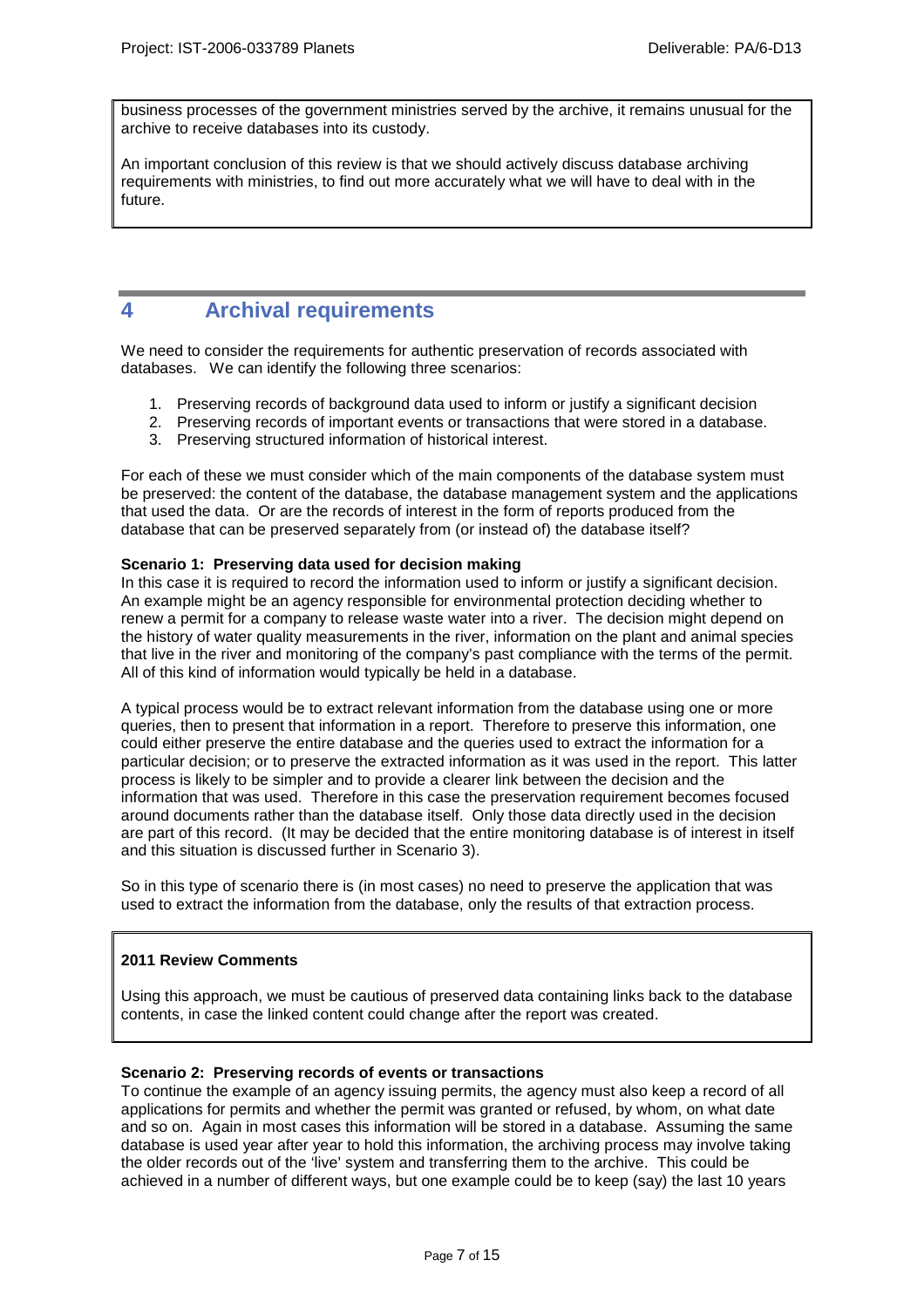business processes of the government ministries served by the archive, it remains unusual for the archive to receive databases into its custody.

An important conclusion of this review is that we should actively discuss database archiving requirements with ministries, to find out more accurately what we will have to deal with in the future.

# 4 Archival requirements

We need to consider the requirements for authentic preservation of records associated with databases. We can identify the following three scenarios:

1. Preserving records of background data used to inform or justify a significant decision
2. Preserving records of important events or transactions that were stored in a database.
3. Preserving structured information of historical interest.

For each of these we must consider which of the main components of the database system must be preserved: the content of the database, the database management system and the applications that used the data. Or are the records of interest in the form of reports produced from the database that can be preserved separately from (or instead of) the database itself?

**Scenario 1: Preserving data used for decision making**

In this case it is required to record the information used to inform or justify a significant decision. An example might be an agency responsible for environmental protection deciding whether to renew a permit for a company to release waste water into a river. The decision might depend on the history of water quality measurements in the river, information on the plant and animal species that live in the river and monitoring of the company's past compliance with the terms of the permit. All of this kind of information would typically be held in a database.

A typical process would be to extract relevant information from the database using one or more queries, then to present that information in a report. Therefore to preserve this information, one could either preserve the entire database and the queries used to extract the information for a particular decision; or to preserve the extracted information as it was used in the report. This latter process is likely to be simpler and to provide a clearer link between the decision and the information that was used. Therefore in this case the preservation requirement becomes focused around documents rather than the database itself. Only those data directly used in the decision are part of this record. (It may be decided that the entire monitoring database is of interest in itself and this situation is discussed further in Scenario 3).

So in this type of scenario there is (in most cases) no need to preserve the application that was used to extract the information from the database, only the results of that extraction process.

**2011 Review Comments**

Using this approach, we must be cautious of preserved data containing links back to the database contents, in case the linked content could change after the report was created.

**Scenario 2: Preserving records of events or transactions**

To continue the example of an agency issuing permits, the agency must also keep a record of all applications for permits and whether the permit was granted or refused, by whom, on what date and so on. Again in most cases this information will be stored in a database. Assuming the same database is used year after year to hold this information, the archiving process may involve taking the older records out of the 'live' system and transferring them to the archive. This could be achieved in a number of different ways, but one example could be to keep (say) the last 10 years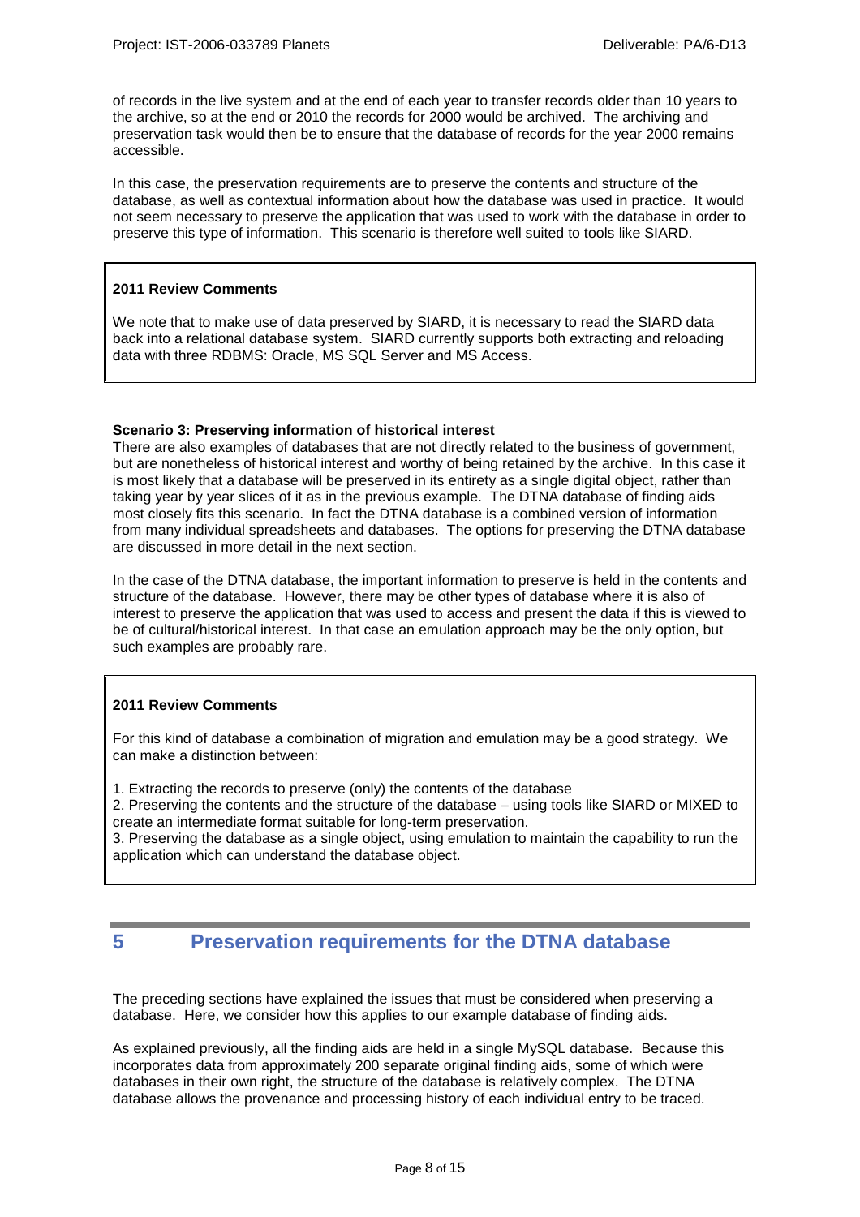of records in the live system and at the end of each year to transfer records older than 10 years to the archive, so at the end or 2010 the records for 2000 would be archived. The archiving and preservation task would then be to ensure that the database of records for the year 2000 remains accessible.

In this case, the preservation requirements are to preserve the contents and structure of the database, as well as contextual information about how the database was used in practice. It would not seem necessary to preserve the application that was used to work with the database in order to preserve this type of information. This scenario is therefore well suited to tools like SIARD.

> **2011 Review Comments**
>
> We note that to make use of data preserved by SIARD, it is necessary to read the SIARD data back into a relational database system. SIARD currently supports both extracting and reloading data with three RDBMS: Oracle, MS SQL Server and MS Access.

**Scenario 3: Preserving information of historical interest**

There are also examples of databases that are not directly related to the business of government, but are nonetheless of historical interest and worthy of being retained by the archive. In this case it is most likely that a database will be preserved in its entirety as a single digital object, rather than taking year by year slices of it as in the previous example. The DTNA database of finding aids most closely fits this scenario. In fact the DTNA database is a combined version of information from many individual spreadsheets and databases. The options for preserving the DTNA database are discussed in more detail in the next section.

In the case of the DTNA database, the important information to preserve is held in the contents and structure of the database. However, there may be other types of database where it is also of interest to preserve the application that was used to access and present the data if this is viewed to be of cultural/historical interest. In that case an emulation approach may be the only option, but such examples are probably rare.

> **2011 Review Comments**
>
> For this kind of database a combination of migration and emulation may be a good strategy. We can make a distinction between:
>
> 1. Extracting the records to preserve (only) the contents of the database
> 2. Preserving the contents and the structure of the database – using tools like SIARD or MIXED to create an intermediate format suitable for long-term preservation.
> 3. Preserving the database as a single object, using emulation to maintain the capability to run the application which can understand the database object.

# 5 Preservation requirements for the DTNA database

The preceding sections have explained the issues that must be considered when preserving a database. Here, we consider how this applies to our example database of finding aids.

As explained previously, all the finding aids are held in a single MySQL database. Because this incorporates data from approximately 200 separate original finding aids, some of which were databases in their own right, the structure of the database is relatively complex. The DTNA database allows the provenance and processing history of each individual entry to be traced.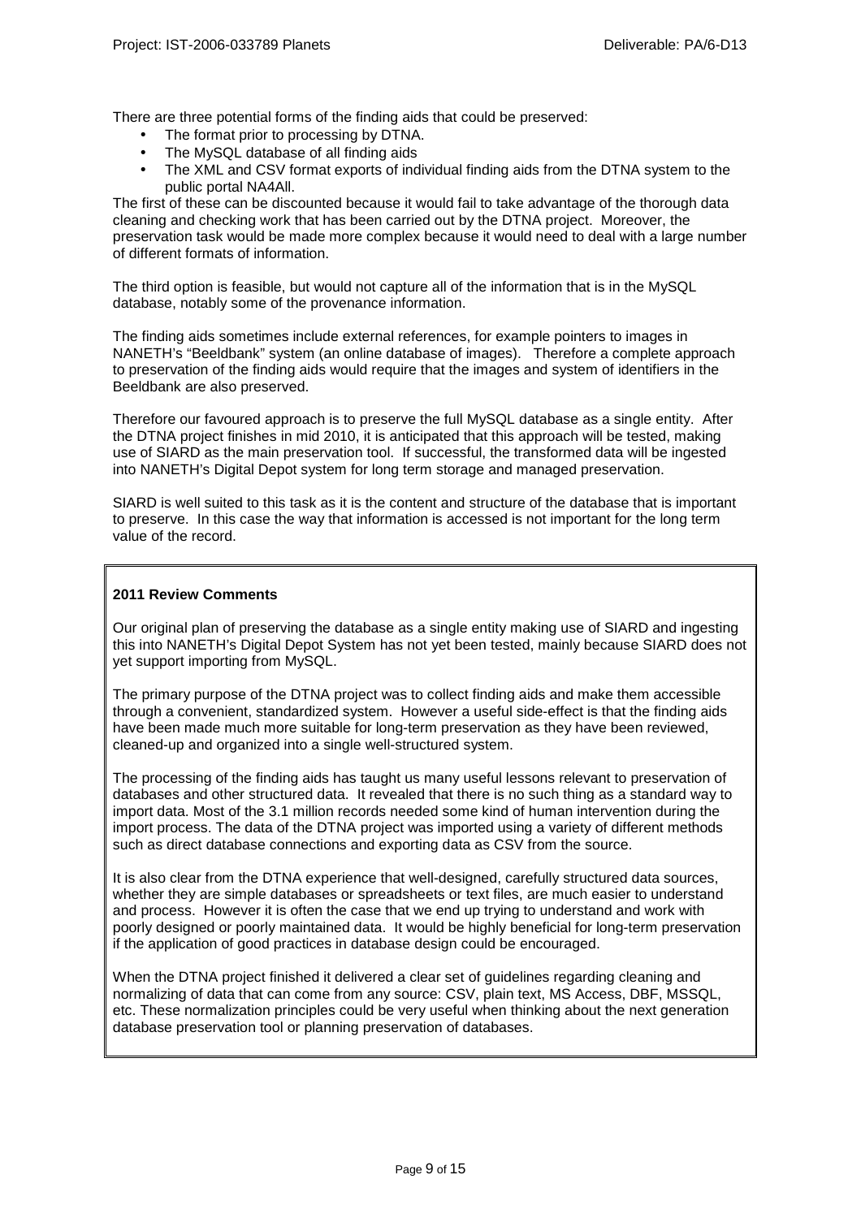There are three potential forms of the finding aids that could be preserved:

- The format prior to processing by DTNA.
- The MySQL database of all finding aids
- The XML and CSV format exports of individual finding aids from the DTNA system to the public portal NA4All.

The first of these can be discounted because it would fail to take advantage of the thorough data cleaning and checking work that has been carried out by the DTNA project. Moreover, the preservation task would be made more complex because it would need to deal with a large number of different formats of information.

The third option is feasible, but would not capture all of the information that is in the MySQL database, notably some of the provenance information.

The finding aids sometimes include external references, for example pointers to images in NANETH's "Beeldbank" system (an online database of images). Therefore a complete approach to preservation of the finding aids would require that the images and system of identifiers in the Beeldbank are also preserved.

Therefore our favoured approach is to preserve the full MySQL database as a single entity. After the DTNA project finishes in mid 2010, it is anticipated that this approach will be tested, making use of SIARD as the main preservation tool. If successful, the transformed data will be ingested into NANETH's Digital Depot system for long term storage and managed preservation.

SIARD is well suited to this task as it is the content and structure of the database that is important to preserve. In this case the way that information is accessed is not important for the long term value of the record.

**2011 Review Comments**

Our original plan of preserving the database as a single entity making use of SIARD and ingesting this into NANETH's Digital Depot System has not yet been tested, mainly because SIARD does not yet support importing from MySQL.

The primary purpose of the DTNA project was to collect finding aids and make them accessible through a convenient, standardized system. However a useful side-effect is that the finding aids have been made much more suitable for long-term preservation as they have been reviewed, cleaned-up and organized into a single well-structured system.

The processing of the finding aids has taught us many useful lessons relevant to preservation of databases and other structured data. It revealed that there is no such thing as a standard way to import data. Most of the 3.1 million records needed some kind of human intervention during the import process. The data of the DTNA project was imported using a variety of different methods such as direct database connections and exporting data as CSV from the source.

It is also clear from the DTNA experience that well-designed, carefully structured data sources, whether they are simple databases or spreadsheets or text files, are much easier to understand and process. However it is often the case that we end up trying to understand and work with poorly designed or poorly maintained data. It would be highly beneficial for long-term preservation if the application of good practices in database design could be encouraged.

When the DTNA project finished it delivered a clear set of guidelines regarding cleaning and normalizing of data that can come from any source: CSV, plain text, MS Access, DBF, MSSQL, etc. These normalization principles could be very useful when thinking about the next generation database preservation tool or planning preservation of databases.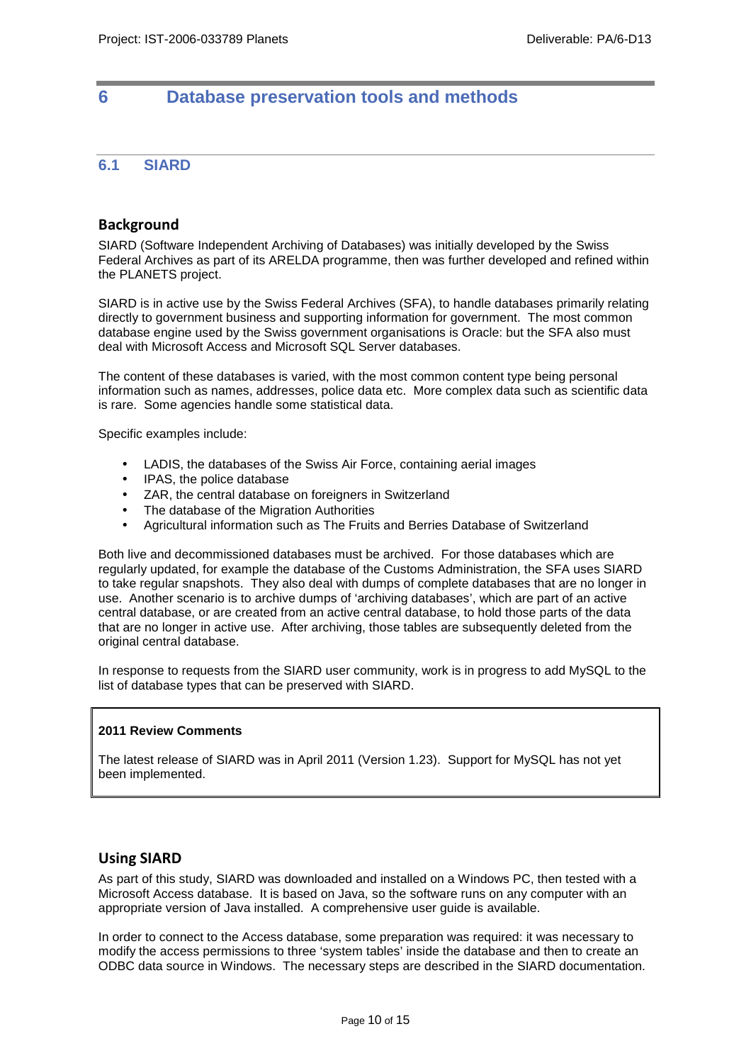# 6 Database preservation tools and methods

## 6.1 SIARD

### Background

SIARD (Software Independent Archiving of Databases) was initially developed by the Swiss Federal Archives as part of its ARELDA programme, then was further developed and refined within the PLANETS project.

SIARD is in active use by the Swiss Federal Archives (SFA), to handle databases primarily relating directly to government business and supporting information for government. The most common database engine used by the Swiss government organisations is Oracle: but the SFA also must deal with Microsoft Access and Microsoft SQL Server databases.

The content of these databases is varied, with the most common content type being personal information such as names, addresses, police data etc. More complex data such as scientific data is rare. Some agencies handle some statistical data.

Specific examples include:

- LADIS, the databases of the Swiss Air Force, containing aerial images
- IPAS, the police database
- ZAR, the central database on foreigners in Switzerland
- The database of the Migration Authorities
- Agricultural information such as The Fruits and Berries Database of Switzerland

Both live and decommissioned databases must be archived. For those databases which are regularly updated, for example the database of the Customs Administration, the SFA uses SIARD to take regular snapshots. They also deal with dumps of complete databases that are no longer in use. Another scenario is to archive dumps of 'archiving databases', which are part of an active central database, or are created from an active central database, to hold those parts of the data that are no longer in active use. After archiving, those tables are subsequently deleted from the original central database.

In response to requests from the SIARD user community, work is in progress to add MySQL to the list of database types that can be preserved with SIARD.

**2011 Review Comments**

The latest release of SIARD was in April 2011 (Version 1.23). Support for MySQL has not yet been implemented.

### Using SIARD

As part of this study, SIARD was downloaded and installed on a Windows PC, then tested with a Microsoft Access database. It is based on Java, so the software runs on any computer with an appropriate version of Java installed. A comprehensive user guide is available.

In order to connect to the Access database, some preparation was required: it was necessary to modify the access permissions to three 'system tables' inside the database and then to create an ODBC data source in Windows. The necessary steps are described in the SIARD documentation.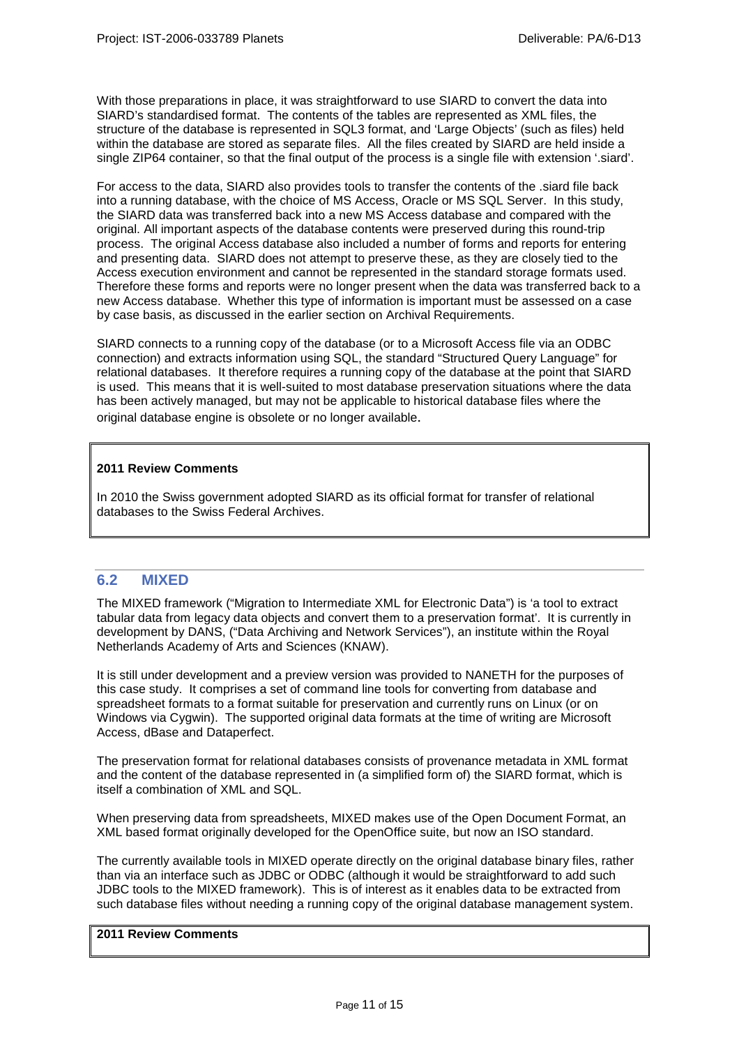With those preparations in place, it was straightforward to use SIARD to convert the data into SIARD's standardised format. The contents of the tables are represented as XML files, the structure of the database is represented in SQL3 format, and 'Large Objects' (such as files) held within the database are stored as separate files. All the files created by SIARD are held inside a single ZIP64 container, so that the final output of the process is a single file with extension '.siard'.

For access to the data, SIARD also provides tools to transfer the contents of the .siard file back into a running database, with the choice of MS Access, Oracle or MS SQL Server. In this study, the SIARD data was transferred back into a new MS Access database and compared with the original. All important aspects of the database contents were preserved during this round-trip process. The original Access database also included a number of forms and reports for entering and presenting data. SIARD does not attempt to preserve these, as they are closely tied to the Access execution environment and cannot be represented in the standard storage formats used. Therefore these forms and reports were no longer present when the data was transferred back to a new Access database. Whether this type of information is important must be assessed on a case by case basis, as discussed in the earlier section on Archival Requirements.

SIARD connects to a running copy of the database (or to a Microsoft Access file via an ODBC connection) and extracts information using SQL, the standard "Structured Query Language" for relational databases. It therefore requires a running copy of the database at the point that SIARD is used. This means that it is well-suited to most database preservation situations where the data has been actively managed, but may not be applicable to historical database files where the original database engine is obsolete or no longer available.

> **2011 Review Comments**
>
> In 2010 the Swiss government adopted SIARD as its official format for transfer of relational databases to the Swiss Federal Archives.

## 6.2 MIXED

The MIXED framework ("Migration to Intermediate XML for Electronic Data") is 'a tool to extract tabular data from legacy data objects and convert them to a preservation format'. It is currently in development by DANS, ("Data Archiving and Network Services"), an institute within the Royal Netherlands Academy of Arts and Sciences (KNAW).

It is still under development and a preview version was provided to NANETH for the purposes of this case study. It comprises a set of command line tools for converting from database and spreadsheet formats to a format suitable for preservation and currently runs on Linux (or on Windows via Cygwin). The supported original data formats at the time of writing are Microsoft Access, dBase and Dataperfect.

The preservation format for relational databases consists of provenance metadata in XML format and the content of the database represented in (a simplified form of) the SIARD format, which is itself a combination of XML and SQL.

When preserving data from spreadsheets, MIXED makes use of the Open Document Format, an XML based format originally developed for the OpenOffice suite, but now an ISO standard.

The currently available tools in MIXED operate directly on the original database binary files, rather than via an interface such as JDBC or ODBC (although it would be straightforward to add such JDBC tools to the MIXED framework). This is of interest as it enables data to be extracted from such database files without needing a running copy of the original database management system.

> **2011 Review Comments**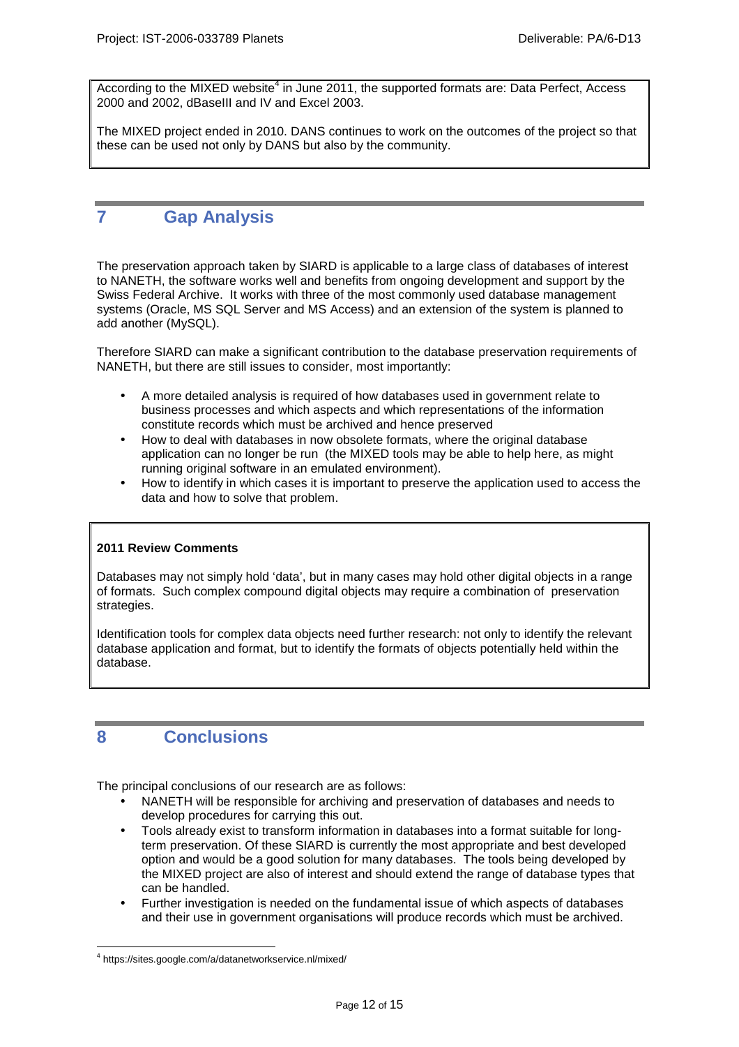According to the MIXED website[4] in June 2011, the supported formats are: Data Perfect, Access 2000 and 2002, dBaseIII and IV and Excel 2003.

The MIXED project ended in 2010. DANS continues to work on the outcomes of the project so that these can be used not only by DANS but also by the community.

# 7 Gap Analysis

The preservation approach taken by SIARD is applicable to a large class of databases of interest to NANETH, the software works well and benefits from ongoing development and support by the Swiss Federal Archive. It works with three of the most commonly used database management systems (Oracle, MS SQL Server and MS Access) and an extension of the system is planned to add another (MySQL).

Therefore SIARD can make a significant contribution to the database preservation requirements of NANETH, but there are still issues to consider, most importantly:

- A more detailed analysis is required of how databases used in government relate to business processes and which aspects and which representations of the information constitute records which must be archived and hence preserved
- How to deal with databases in now obsolete formats, where the original database application can no longer be run (the MIXED tools may be able to help here, as might running original software in an emulated environment).
- How to identify in which cases it is important to preserve the application used to access the data and how to solve that problem.

**2011 Review Comments**

Databases may not simply hold 'data', but in many cases may hold other digital objects in a range of formats. Such complex compound digital objects may require a combination of preservation strategies.

Identification tools for complex data objects need further research: not only to identify the relevant database application and format, but to identify the formats of objects potentially held within the database.

# 8 Conclusions

The principal conclusions of our research are as follows:

- NANETH will be responsible for archiving and preservation of databases and needs to develop procedures for carrying this out.
- Tools already exist to transform information in databases into a format suitable for long-term preservation. Of these SIARD is currently the most appropriate and best developed option and would be a good solution for many databases. The tools being developed by the MIXED project are also of interest and should extend the range of database types that can be handled.
- Further investigation is needed on the fundamental issue of which aspects of databases and their use in government organisations will produce records which must be archived.

[4] https://sites.google.com/a/datanetworkservice.nl/mixed/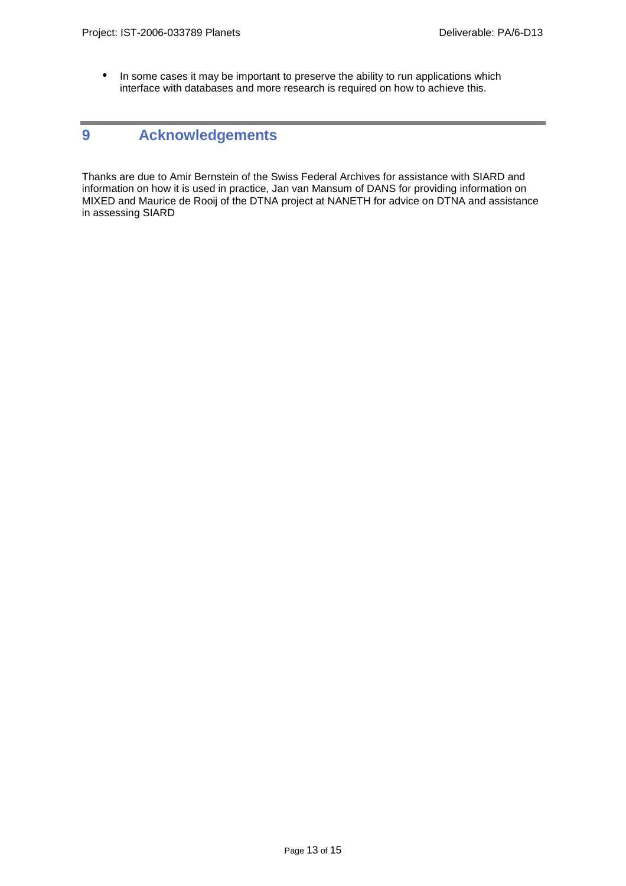- In some cases it may be important to preserve the ability to run applications which interface with databases and more research is required on how to achieve this.

# 9 Acknowledgements

Thanks are due to Amir Bernstein of the Swiss Federal Archives for assistance with SIARD and information on how it is used in practice, Jan van Mansum of DANS for providing information on MIXED and Maurice de Rooij of the DTNA project at NANETH for advice on DTNA and assistance in assessing SIARD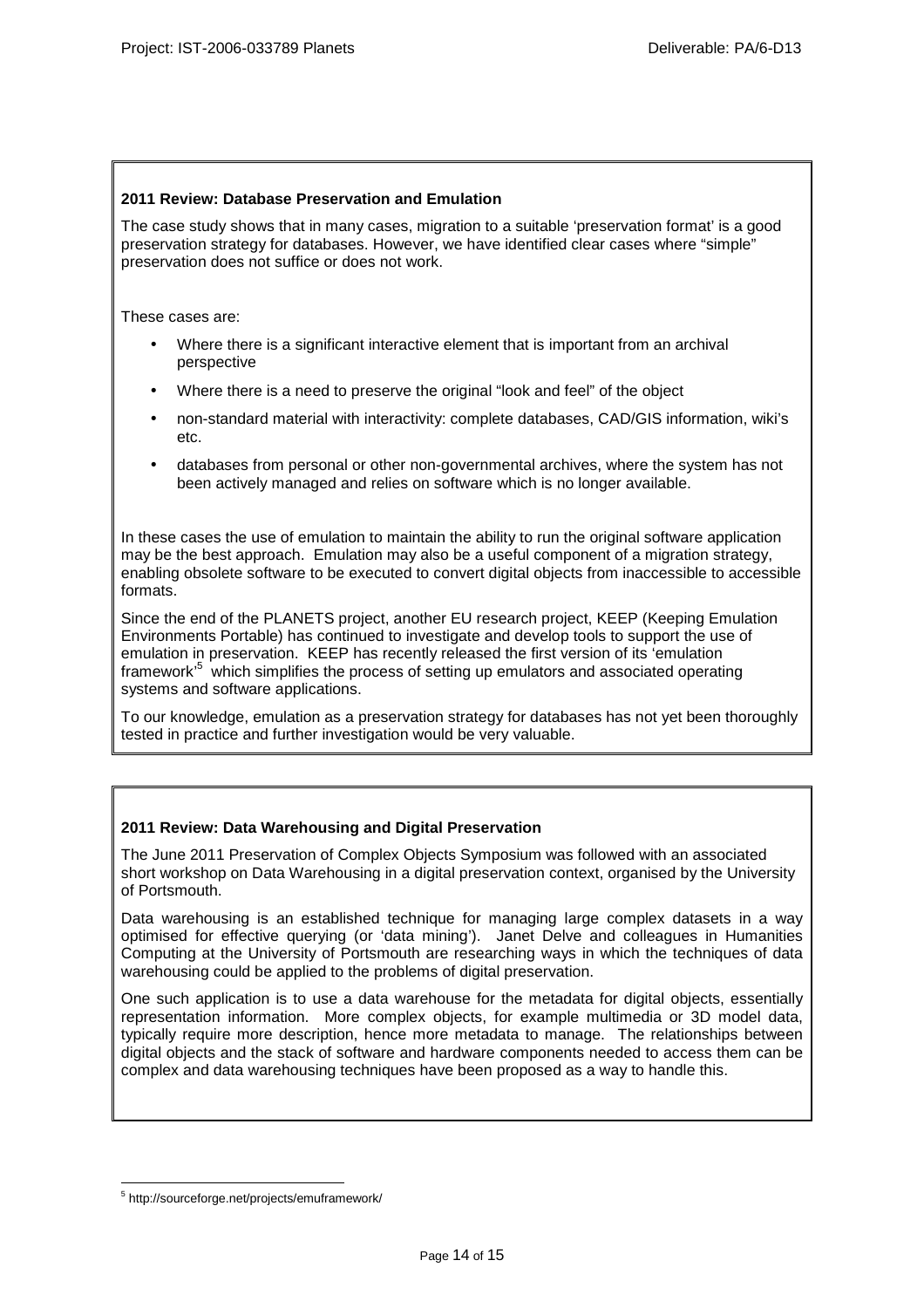**2011 Review: Database Preservation and Emulation**

The case study shows that in many cases, migration to a suitable 'preservation format' is a good preservation strategy for databases. However, we have identified clear cases where "simple" preservation does not suffice or does not work.

These cases are:

- Where there is a significant interactive element that is important from an archival perspective
- Where there is a need to preserve the original "look and feel" of the object
- non-standard material with interactivity: complete databases, CAD/GIS information, wiki's etc.
- databases from personal or other non-governmental archives, where the system has not been actively managed and relies on software which is no longer available.

In these cases the use of emulation to maintain the ability to run the original software application may be the best approach. Emulation may also be a useful component of a migration strategy, enabling obsolete software to be executed to convert digital objects from inaccessible to accessible formats.

Since the end of the PLANETS project, another EU research project, KEEP (Keeping Emulation Environments Portable) has continued to investigate and develop tools to support the use of emulation in preservation. KEEP has recently released the first version of its 'emulation framework'[5] which simplifies the process of setting up emulators and associated operating systems and software applications.

To our knowledge, emulation as a preservation strategy for databases has not yet been thoroughly tested in practice and further investigation would be very valuable.

**2011 Review: Data Warehousing and Digital Preservation**

The June 2011 Preservation of Complex Objects Symposium was followed with an associated short workshop on Data Warehousing in a digital preservation context, organised by the University of Portsmouth.

Data warehousing is an established technique for managing large complex datasets in a way optimised for effective querying (or 'data mining'). Janet Delve and colleagues in Humanities Computing at the University of Portsmouth are researching ways in which the techniques of data warehousing could be applied to the problems of digital preservation.

One such application is to use a data warehouse for the metadata for digital objects, essentially representation information. More complex objects, for example multimedia or 3D model data, typically require more description, hence more metadata to manage. The relationships between digital objects and the stack of software and hardware components needed to access them can be complex and data warehousing techniques have been proposed as a way to handle this.

[5] http://sourceforge.net/projects/emuframework/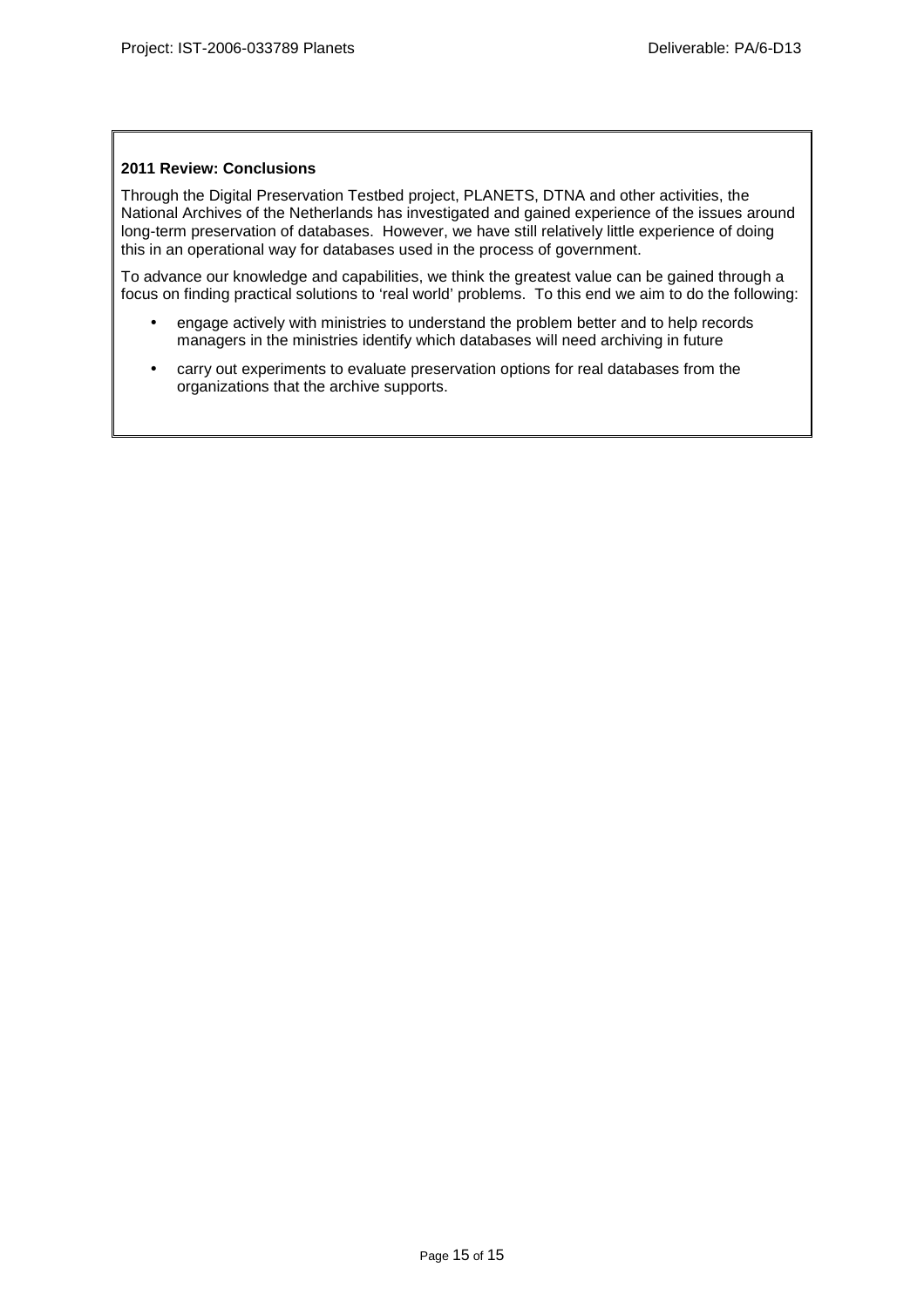**2011 Review: Conclusions**

Through the Digital Preservation Testbed project, PLANETS, DTNA and other activities, the National Archives of the Netherlands has investigated and gained experience of the issues around long-term preservation of databases. However, we have still relatively little experience of doing this in an operational way for databases used in the process of government.

To advance our knowledge and capabilities, we think the greatest value can be gained through a focus on finding practical solutions to 'real world' problems. To this end we aim to do the following:

- engage actively with ministries to understand the problem better and to help records managers in the ministries identify which databases will need archiving in future
- carry out experiments to evaluate preservation options for real databases from the organizations that the archive supports.